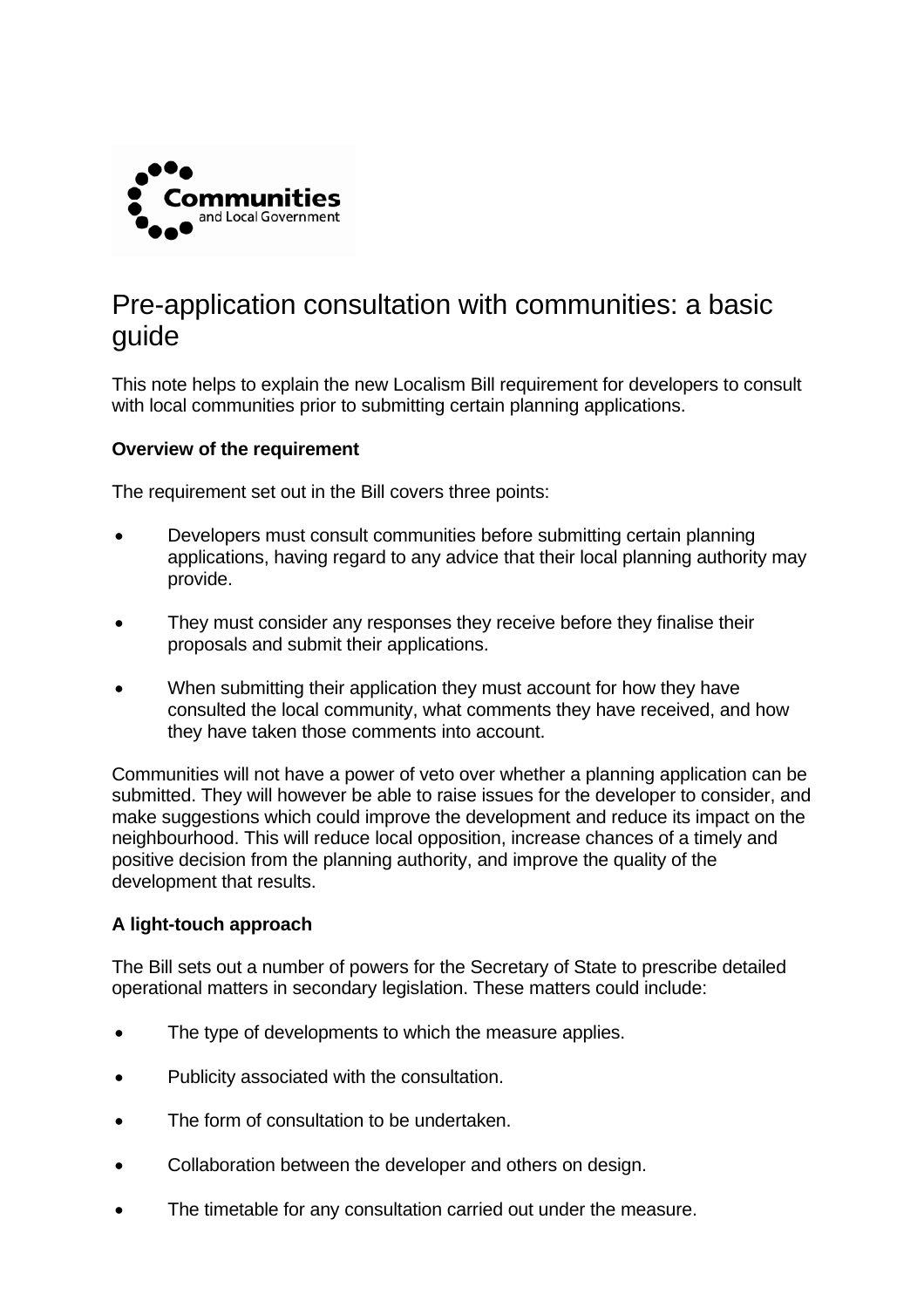Communities and Local Government

# Pre-application consultation with communities: a basic guide

This note helps to explain the new Localism Bill requirement for developers to consult with local communities prior to submitting certain planning applications.

**Overview of the requirement**

The requirement set out in the Bill covers three points:

- Developers must consult communities before submitting certain planning applications, having regard to any advice that their local planning authority may provide.
- They must consider any responses they receive before they finalise their proposals and submit their applications.
- When submitting their application they must account for how they have consulted the local community, what comments they have received, and how they have taken those comments into account.

Communities will not have a power of veto over whether a planning application can be submitted. They will however be able to raise issues for the developer to consider, and make suggestions which could improve the development and reduce its impact on the neighbourhood. This will reduce local opposition, increase chances of a timely and positive decision from the planning authority, and improve the quality of the development that results.

**A light-touch approach**

The Bill sets out a number of powers for the Secretary of State to prescribe detailed operational matters in secondary legislation. These matters could include:

- The type of developments to which the measure applies.
- Publicity associated with the consultation.
- The form of consultation to be undertaken.
- Collaboration between the developer and others on design.
- The timetable for any consultation carried out under the measure.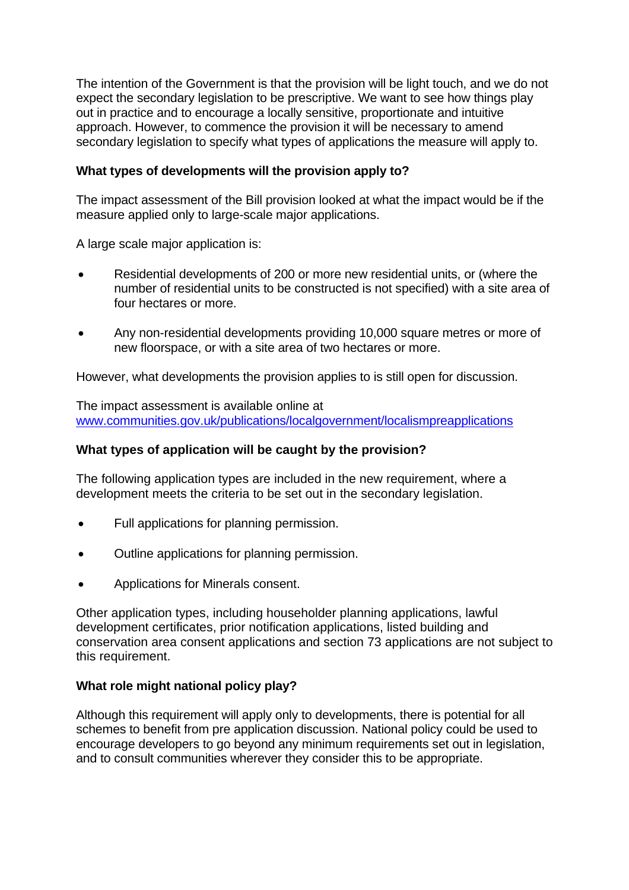The intention of the Government is that the provision will be light touch, and we do not expect the secondary legislation to be prescriptive. We want to see how things play out in practice and to encourage a locally sensitive, proportionate and intuitive approach. However, to commence the provision it will be necessary to amend secondary legislation to specify what types of applications the measure will apply to.

**What types of developments will the provision apply to?**

The impact assessment of the Bill provision looked at what the impact would be if the measure applied only to large-scale major applications.

A large scale major application is:

- Residential developments of 200 or more new residential units, or (where the number of residential units to be constructed is not specified) with a site area of four hectares or more.
- Any non-residential developments providing 10,000 square metres or more of new floorspace, or with a site area of two hectares or more.

However, what developments the provision applies to is still open for discussion.

The impact assessment is available online at
www.communities.gov.uk/publications/localgovernment/localismpreapplications

**What types of application will be caught by the provision?**

The following application types are included in the new requirement, where a development meets the criteria to be set out in the secondary legislation.

- Full applications for planning permission.
- Outline applications for planning permission.
- Applications for Minerals consent.

Other application types, including householder planning applications, lawful development certificates, prior notification applications, listed building and conservation area consent applications and section 73 applications are not subject to this requirement.

**What role might national policy play?**

Although this requirement will apply only to developments, there is potential for all schemes to benefit from pre application discussion. National policy could be used to encourage developers to go beyond any minimum requirements set out in legislation, and to consult communities wherever they consider this to be appropriate.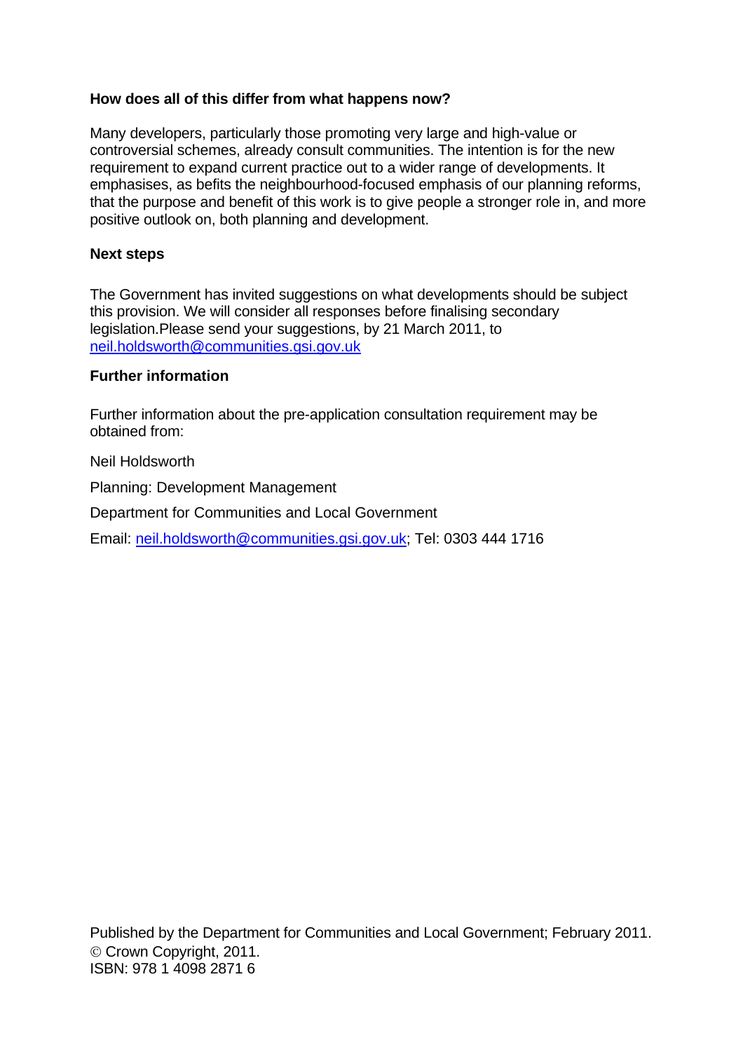**How does all of this differ from what happens now?**

Many developers, particularly those promoting very large and high-value or controversial schemes, already consult communities. The intention is for the new requirement to expand current practice out to a wider range of developments. It emphasises, as befits the neighbourhood-focused emphasis of our planning reforms, that the purpose and benefit of this work is to give people a stronger role in, and more positive outlook on, both planning and development.

**Next steps**

The Government has invited suggestions on what developments should be subject this provision. We will consider all responses before finalising secondary legislation.Please send your suggestions, by 21 March 2011, to [neil.holdsworth@communities.gsi.gov.uk](mailto:neil.holdsworth@communities.gsi.gov.uk)

**Further information**

Further information about the pre-application consultation requirement may be obtained from:

Neil Holdsworth

Planning: Development Management

Department for Communities and Local Government

Email: [neil.holdsworth@communities.gsi.gov.uk](mailto:neil.holdsworth@communities.gsi.gov.uk); Tel: 0303 444 1716

Published by the Department for Communities and Local Government; February 2011.
© Crown Copyright, 2011.
ISBN: 978 1 4098 2871 6